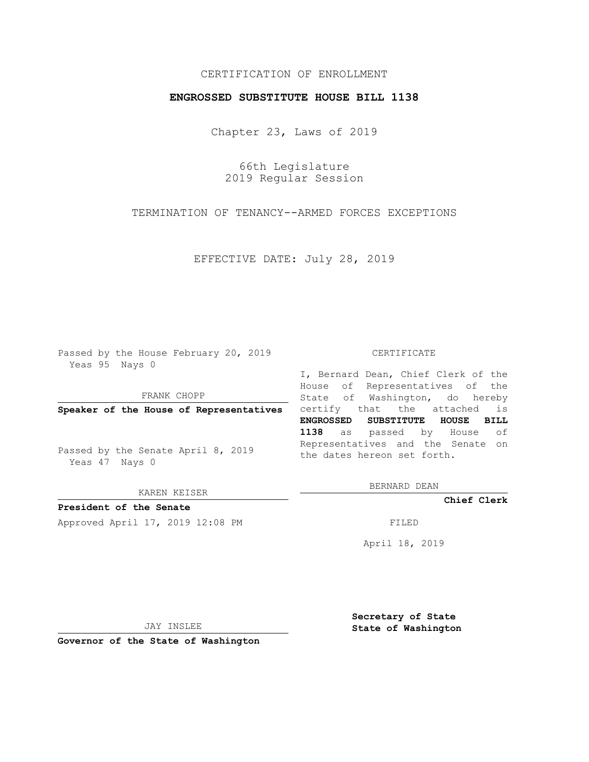CERTIFICATION OF ENROLLMENT

**ENGROSSED SUBSTITUTE HOUSE BILL 1138**

Chapter 23, Laws of 2019

66th Legislature
2019 Regular Session

TERMINATION OF TENANCY--ARMED FORCES EXCEPTIONS

EFFECTIVE DATE: July 28, 2019

Passed by the House February 20, 2019
Yeas 95 Nays 0

FRANK CHOPP

**Speaker of the House of Representatives**

Passed by the Senate April 8, 2019
Yeas 47 Nays 0

KAREN KEISER

**President of the Senate**

Approved April 17, 2019 12:08 PM

JAY INSLEE

**Governor of the State of Washington**

CERTIFICATE

I, Bernard Dean, Chief Clerk of the House of Representatives of the State of Washington, do hereby certify that the attached is **ENGROSSED SUBSTITUTE HOUSE BILL 1138** as passed by House of Representatives and the Senate on the dates hereon set forth.

BERNARD DEAN

**Chief Clerk**

FILED

April 18, 2019

**Secretary of State**
**State of Washington**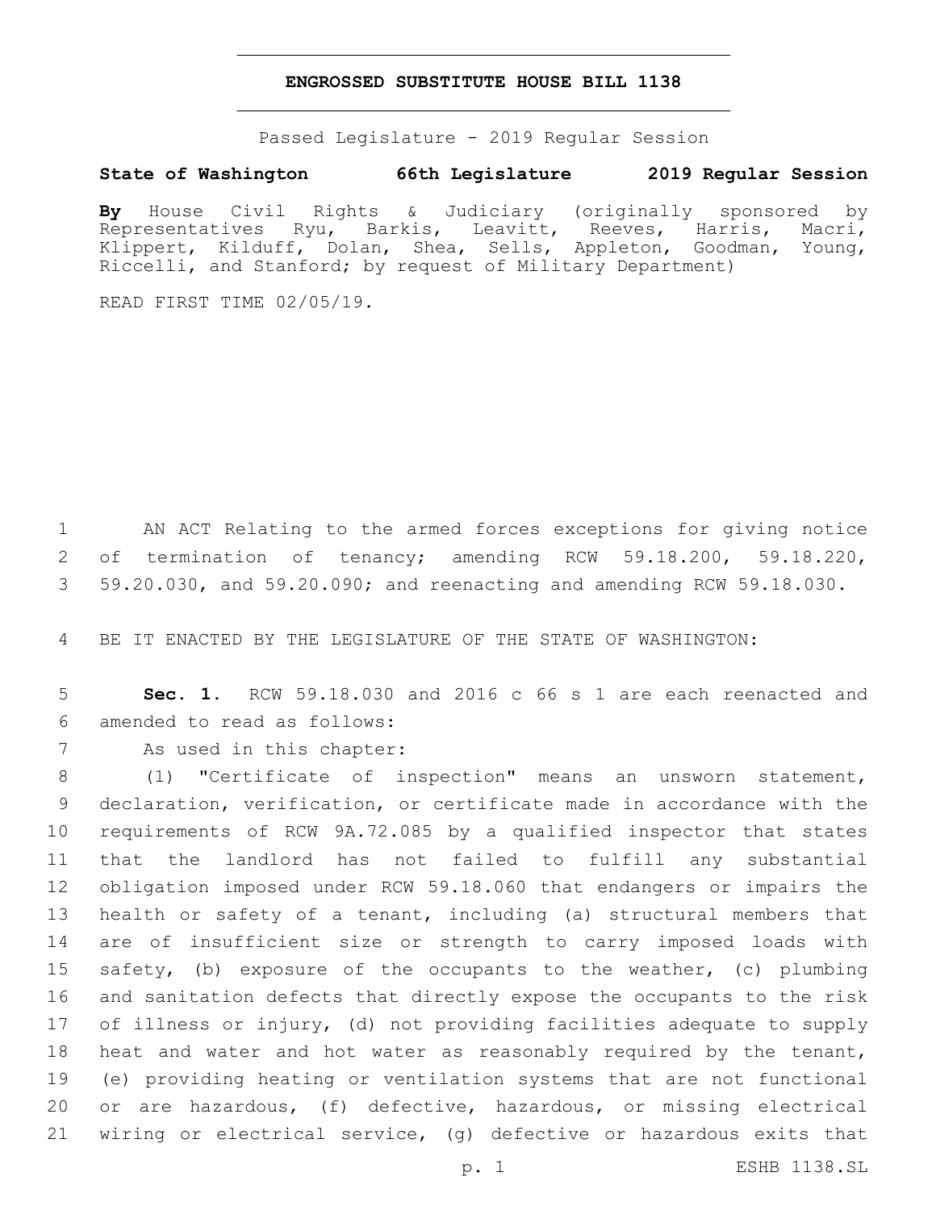# ENGROSSED SUBSTITUTE HOUSE BILL 1138

Passed Legislature - 2019 Regular Session

**State of Washington 66th Legislature 2019 Regular Session**

**By** House Civil Rights & Judiciary (originally sponsored by Representatives Ryu, Barkis, Leavitt, Reeves, Harris, Macri, Klippert, Kilduff, Dolan, Shea, Sells, Appleton, Goodman, Young, Riccelli, and Stanford; by request of Military Department)

READ FIRST TIME 02/05/19.

1 AN ACT Relating to the armed forces exceptions for giving notice
2 of termination of tenancy; amending RCW 59.18.200, 59.18.220,
3 59.20.030, and 59.20.090; and reenacting and amending RCW 59.18.030.

4 BE IT ENACTED BY THE LEGISLATURE OF THE STATE OF WASHINGTON:

5 **Sec. 1.** RCW 59.18.030 and 2016 c 66 s 1 are each reenacted and
6 amended to read as follows:

7 As used in this chapter:

8 (1) "Certificate of inspection" means an unsworn statement,
9 declaration, verification, or certificate made in accordance with the
10 requirements of RCW 9A.72.085 by a qualified inspector that states
11 that the landlord has not failed to fulfill any substantial
12 obligation imposed under RCW 59.18.060 that endangers or impairs the
13 health or safety of a tenant, including (a) structural members that
14 are of insufficient size or strength to carry imposed loads with
15 safety, (b) exposure of the occupants to the weather, (c) plumbing
16 and sanitation defects that directly expose the occupants to the risk
17 of illness or injury, (d) not providing facilities adequate to supply
18 heat and water and hot water as reasonably required by the tenant,
19 (e) providing heating or ventilation systems that are not functional
20 or are hazardous, (f) defective, hazardous, or missing electrical
21 wiring or electrical service, (g) defective or hazardous exits that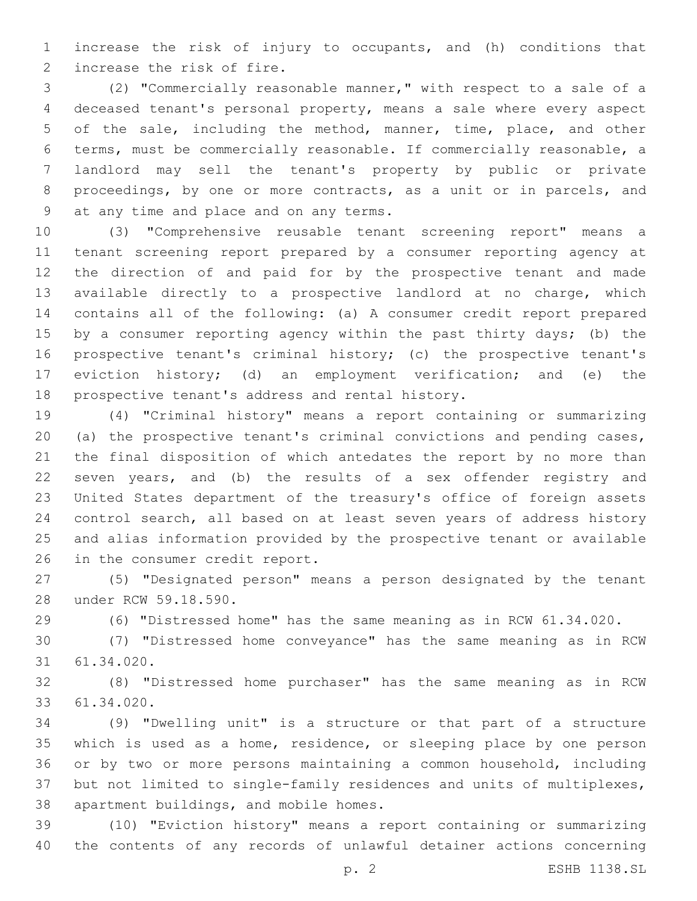increase the risk of injury to occupants, and (h) conditions that increase the risk of fire.

(2) "Commercially reasonable manner," with respect to a sale of a deceased tenant's personal property, means a sale where every aspect of the sale, including the method, manner, time, place, and other terms, must be commercially reasonable. If commercially reasonable, a landlord may sell the tenant's property by public or private proceedings, by one or more contracts, as a unit or in parcels, and at any time and place and on any terms.

(3) "Comprehensive reusable tenant screening report" means a tenant screening report prepared by a consumer reporting agency at the direction of and paid for by the prospective tenant and made available directly to a prospective landlord at no charge, which contains all of the following: (a) A consumer credit report prepared by a consumer reporting agency within the past thirty days; (b) the prospective tenant's criminal history; (c) the prospective tenant's eviction history; (d) an employment verification; and (e) the prospective tenant's address and rental history.

(4) "Criminal history" means a report containing or summarizing (a) the prospective tenant's criminal convictions and pending cases, the final disposition of which antedates the report by no more than seven years, and (b) the results of a sex offender registry and United States department of the treasury's office of foreign assets control search, all based on at least seven years of address history and alias information provided by the prospective tenant or available in the consumer credit report.

(5) "Designated person" means a person designated by the tenant under RCW 59.18.590.

(6) "Distressed home" has the same meaning as in RCW 61.34.020.

(7) "Distressed home conveyance" has the same meaning as in RCW 61.34.020.

(8) "Distressed home purchaser" has the same meaning as in RCW 61.34.020.

(9) "Dwelling unit" is a structure or that part of a structure which is used as a home, residence, or sleeping place by one person or by two or more persons maintaining a common household, including but not limited to single-family residences and units of multiplexes, apartment buildings, and mobile homes.

(10) "Eviction history" means a report containing or summarizing the contents of any records of unlawful detainer actions concerning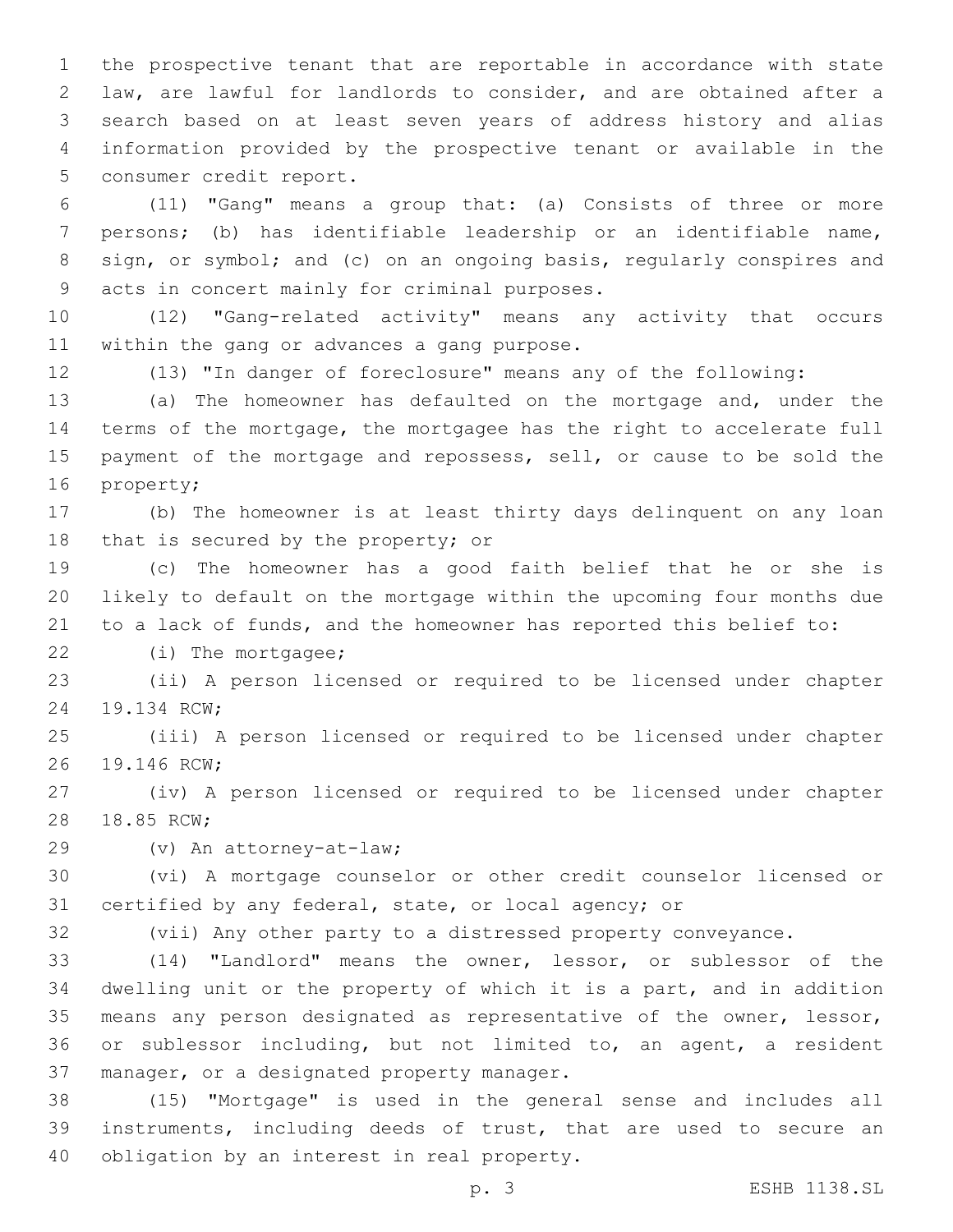the prospective tenant that are reportable in accordance with state law, are lawful for landlords to consider, and are obtained after a search based on at least seven years of address history and alias information provided by the prospective tenant or available in the consumer credit report.

(11) "Gang" means a group that: (a) Consists of three or more persons; (b) has identifiable leadership or an identifiable name, sign, or symbol; and (c) on an ongoing basis, regularly conspires and acts in concert mainly for criminal purposes.

(12) "Gang-related activity" means any activity that occurs within the gang or advances a gang purpose.

(13) "In danger of foreclosure" means any of the following:

(a) The homeowner has defaulted on the mortgage and, under the terms of the mortgage, the mortgagee has the right to accelerate full payment of the mortgage and repossess, sell, or cause to be sold the property;

(b) The homeowner is at least thirty days delinquent on any loan that is secured by the property; or

(c) The homeowner has a good faith belief that he or she is likely to default on the mortgage within the upcoming four months due to a lack of funds, and the homeowner has reported this belief to:

(i) The mortgagee;

(ii) A person licensed or required to be licensed under chapter 19.134 RCW;

(iii) A person licensed or required to be licensed under chapter 19.146 RCW;

(iv) A person licensed or required to be licensed under chapter 18.85 RCW;

(v) An attorney-at-law;

(vi) A mortgage counselor or other credit counselor licensed or certified by any federal, state, or local agency; or

(vii) Any other party to a distressed property conveyance.

(14) "Landlord" means the owner, lessor, or sublessor of the dwelling unit or the property of which it is a part, and in addition means any person designated as representative of the owner, lessor, or sublessor including, but not limited to, an agent, a resident manager, or a designated property manager.

(15) "Mortgage" is used in the general sense and includes all instruments, including deeds of trust, that are used to secure an obligation by an interest in real property.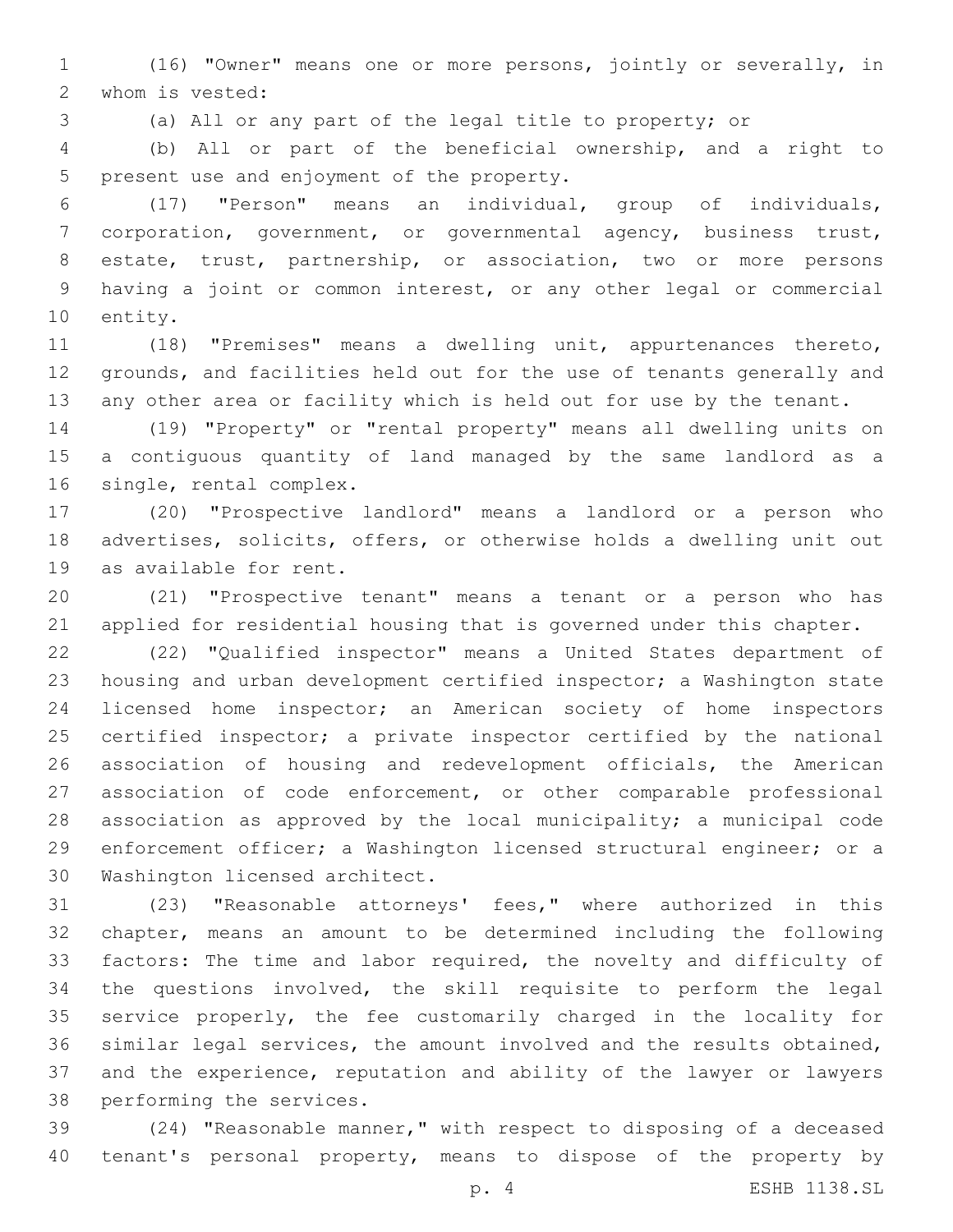(16) "Owner" means one or more persons, jointly or severally, in whom is vested:

(a) All or any part of the legal title to property; or

(b) All or part of the beneficial ownership, and a right to present use and enjoyment of the property.

(17) "Person" means an individual, group of individuals, corporation, government, or governmental agency, business trust, estate, trust, partnership, or association, two or more persons having a joint or common interest, or any other legal or commercial entity.

(18) "Premises" means a dwelling unit, appurtenances thereto, grounds, and facilities held out for the use of tenants generally and any other area or facility which is held out for use by the tenant.

(19) "Property" or "rental property" means all dwelling units on a contiguous quantity of land managed by the same landlord as a single, rental complex.

(20) "Prospective landlord" means a landlord or a person who advertises, solicits, offers, or otherwise holds a dwelling unit out as available for rent.

(21) "Prospective tenant" means a tenant or a person who has applied for residential housing that is governed under this chapter.

(22) "Qualified inspector" means a United States department of housing and urban development certified inspector; a Washington state licensed home inspector; an American society of home inspectors certified inspector; a private inspector certified by the national association of housing and redevelopment officials, the American association of code enforcement, or other comparable professional association as approved by the local municipality; a municipal code enforcement officer; a Washington licensed structural engineer; or a Washington licensed architect.

(23) "Reasonable attorneys' fees," where authorized in this chapter, means an amount to be determined including the following factors: The time and labor required, the novelty and difficulty of the questions involved, the skill requisite to perform the legal service properly, the fee customarily charged in the locality for similar legal services, the amount involved and the results obtained, and the experience, reputation and ability of the lawyer or lawyers performing the services.

(24) "Reasonable manner," with respect to disposing of a deceased tenant's personal property, means to dispose of the property by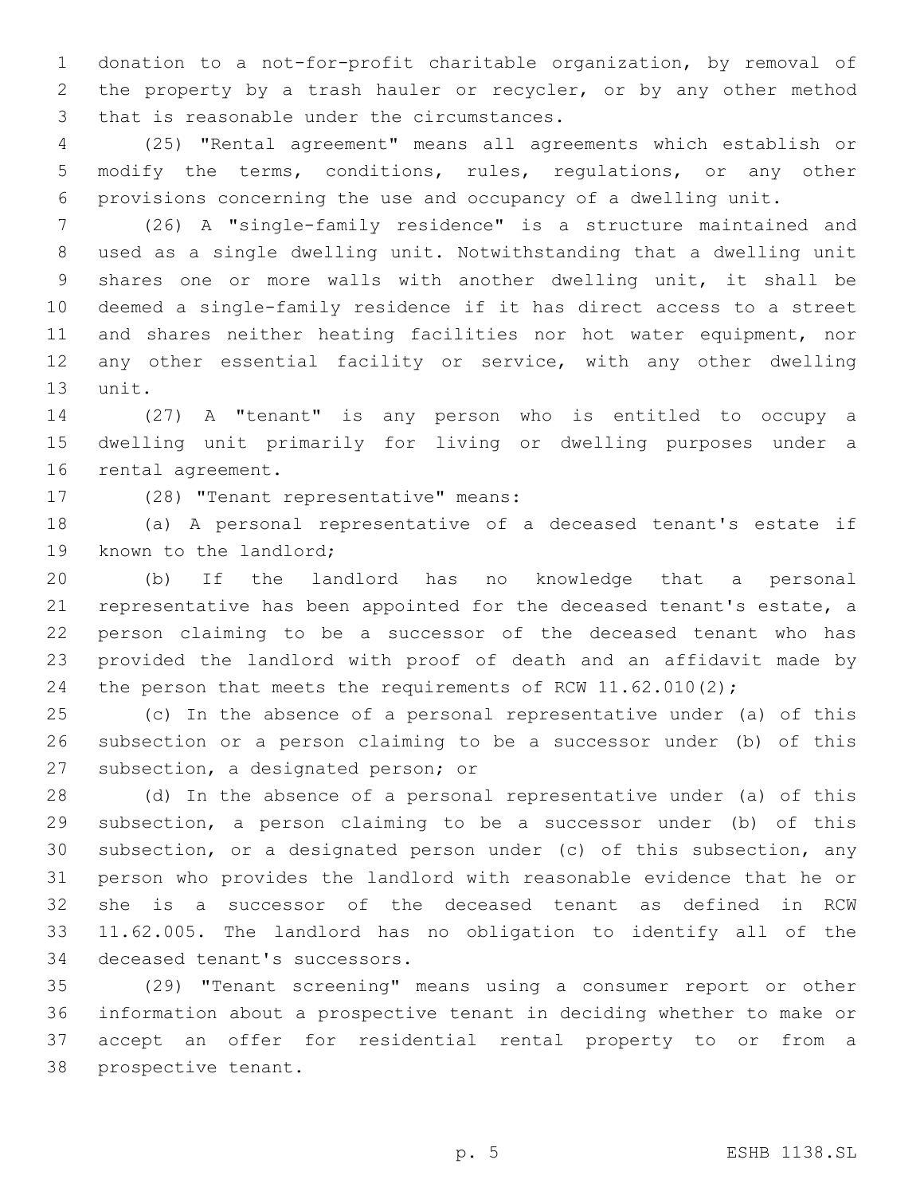donation to a not-for-profit charitable organization, by removal of the property by a trash hauler or recycler, or by any other method that is reasonable under the circumstances.

(25) "Rental agreement" means all agreements which establish or modify the terms, conditions, rules, regulations, or any other provisions concerning the use and occupancy of a dwelling unit.

(26) A "single-family residence" is a structure maintained and used as a single dwelling unit. Notwithstanding that a dwelling unit shares one or more walls with another dwelling unit, it shall be deemed a single-family residence if it has direct access to a street and shares neither heating facilities nor hot water equipment, nor any other essential facility or service, with any other dwelling unit.

(27) A "tenant" is any person who is entitled to occupy a dwelling unit primarily for living or dwelling purposes under a rental agreement.

(28) "Tenant representative" means:

(a) A personal representative of a deceased tenant's estate if known to the landlord;

(b) If the landlord has no knowledge that a personal representative has been appointed for the deceased tenant's estate, a person claiming to be a successor of the deceased tenant who has provided the landlord with proof of death and an affidavit made by the person that meets the requirements of RCW 11.62.010(2);

(c) In the absence of a personal representative under (a) of this subsection or a person claiming to be a successor under (b) of this subsection, a designated person; or

(d) In the absence of a personal representative under (a) of this subsection, a person claiming to be a successor under (b) of this subsection, or a designated person under (c) of this subsection, any person who provides the landlord with reasonable evidence that he or she is a successor of the deceased tenant as defined in RCW 11.62.005. The landlord has no obligation to identify all of the deceased tenant's successors.

(29) "Tenant screening" means using a consumer report or other information about a prospective tenant in deciding whether to make or accept an offer for residential rental property to or from a prospective tenant.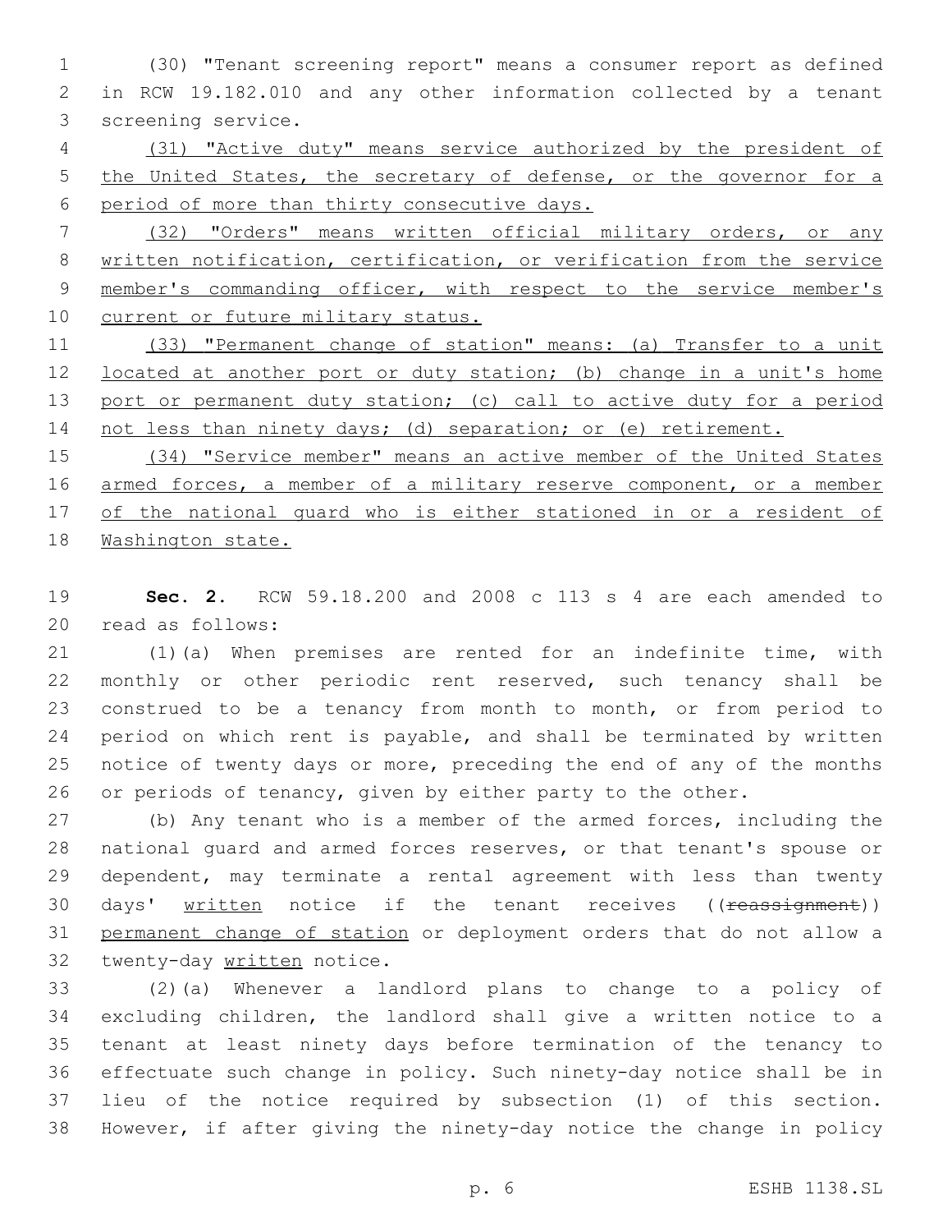(30) "Tenant screening report" means a consumer report as defined in RCW 19.182.010 and any other information collected by a tenant screening service.

(31) "Active duty" means service authorized by the president of the United States, the secretary of defense, or the governor for a period of more than thirty consecutive days.

(32) "Orders" means written official military orders, or any written notification, certification, or verification from the service member's commanding officer, with respect to the service member's current or future military status.

(33) "Permanent change of station" means: (a) Transfer to a unit located at another port or duty station; (b) change in a unit's home port or permanent duty station; (c) call to active duty for a period not less than ninety days; (d) separation; or (e) retirement.

(34) "Service member" means an active member of the United States armed forces, a member of a military reserve component, or a member of the national guard who is either stationed in or a resident of Washington state.

**Sec. 2.** RCW 59.18.200 and 2008 c 113 s 4 are each amended to read as follows:

(1)(a) When premises are rented for an indefinite time, with monthly or other periodic rent reserved, such tenancy shall be construed to be a tenancy from month to month, or from period to period on which rent is payable, and shall be terminated by written notice of twenty days or more, preceding the end of any of the months or periods of tenancy, given by either party to the other.

(b) Any tenant who is a member of the armed forces, including the national guard and armed forces reserves, or that tenant's spouse or dependent, may terminate a rental agreement with less than twenty days' written notice if the tenant receives ((~~reassignment~~)) permanent change of station or deployment orders that do not allow a twenty-day written notice.

(2)(a) Whenever a landlord plans to change to a policy of excluding children, the landlord shall give a written notice to a tenant at least ninety days before termination of the tenancy to effectuate such change in policy. Such ninety-day notice shall be in lieu of the notice required by subsection (1) of this section. However, if after giving the ninety-day notice the change in policy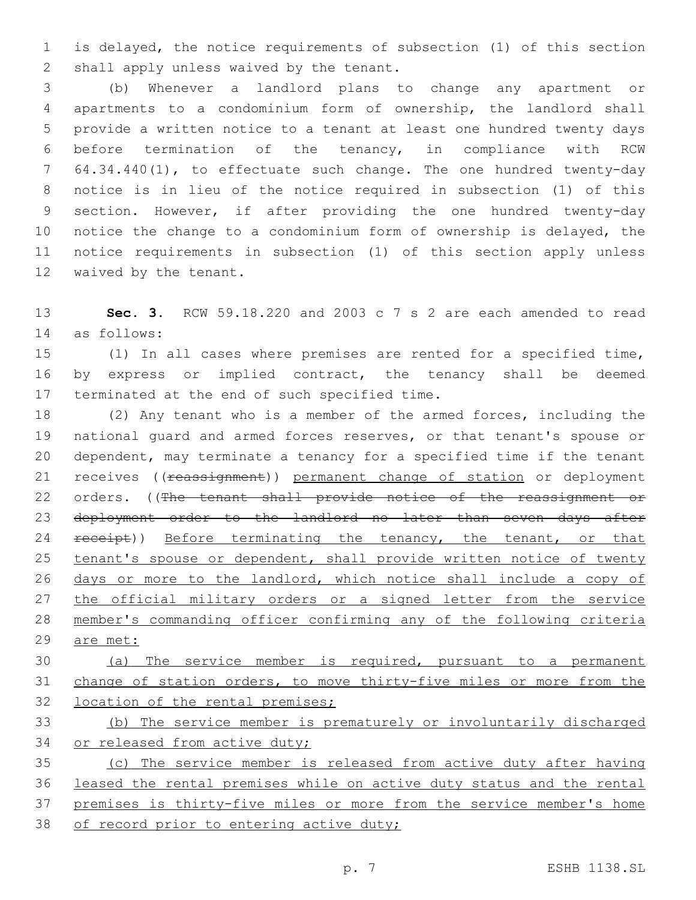is delayed, the notice requirements of subsection (1) of this section shall apply unless waived by the tenant.

(b) Whenever a landlord plans to change any apartment or apartments to a condominium form of ownership, the landlord shall provide a written notice to a tenant at least one hundred twenty days before termination of the tenancy, in compliance with RCW 64.34.440(1), to effectuate such change. The one hundred twenty-day notice is in lieu of the notice required in subsection (1) of this section. However, if after providing the one hundred twenty-day notice the change to a condominium form of ownership is delayed, the notice requirements in subsection (1) of this section apply unless waived by the tenant.

**Sec. 3.** RCW 59.18.220 and 2003 c 7 s 2 are each amended to read as follows:

(1) In all cases where premises are rented for a specified time, by express or implied contract, the tenancy shall be deemed terminated at the end of such specified time.

(2) Any tenant who is a member of the armed forces, including the national guard and armed forces reserves, or that tenant's spouse or dependent, may terminate a tenancy for a specified time if the tenant receives ((~~reassignment~~)) <u>permanent change of station</u> or deployment orders. ((~~The tenant shall provide notice of the reassignment or deployment order to the landlord no later than seven days after receipt~~)) <u>Before terminating the tenancy, the tenant, or that tenant's spouse or dependent, shall provide written notice of twenty days or more to the landlord, which notice shall include a copy of the official military orders or a signed letter from the service member's commanding officer confirming any of the following criteria are met:</u>

<u>(a) The service member is required, pursuant to a permanent change of station orders, to move thirty-five miles or more from the location of the rental premises;</u>

<u>(b) The service member is prematurely or involuntarily discharged or released from active duty;</u>

<u>(c) The service member is released from active duty after having leased the rental premises while on active duty status and the rental premises is thirty-five miles or more from the service member's home of record prior to entering active duty;</u>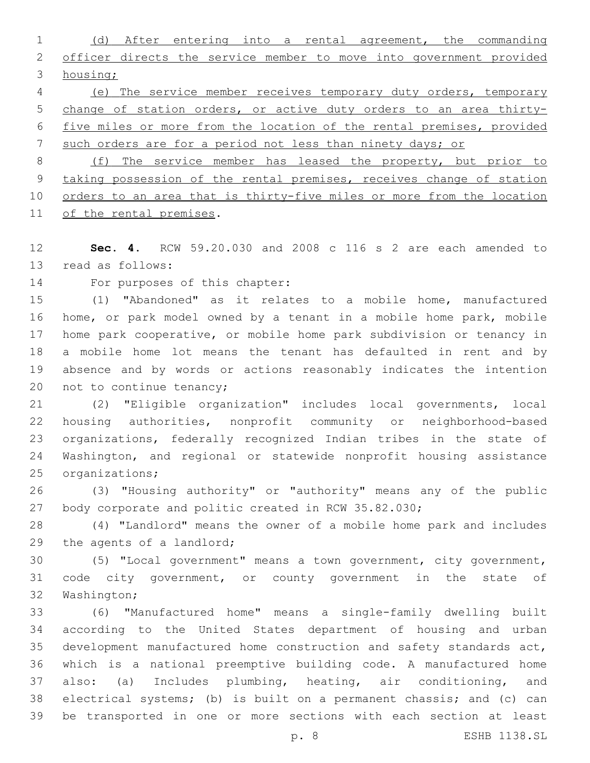(d) After entering into a rental agreement, the commanding officer directs the service member to move into government provided housing;

(e) The service member receives temporary duty orders, temporary change of station orders, or active duty orders to an area thirty-five miles or more from the location of the rental premises, provided such orders are for a period not less than ninety days; or

(f) The service member has leased the property, but prior to taking possession of the rental premises, receives change of station orders to an area that is thirty-five miles or more from the location of the rental premises.

**Sec. 4.** RCW 59.20.030 and 2008 c 116 s 2 are each amended to read as follows:

For purposes of this chapter:

(1) "Abandoned" as it relates to a mobile home, manufactured home, or park model owned by a tenant in a mobile home park, mobile home park cooperative, or mobile home park subdivision or tenancy in a mobile home lot means the tenant has defaulted in rent and by absence and by words or actions reasonably indicates the intention not to continue tenancy;

(2) "Eligible organization" includes local governments, local housing authorities, nonprofit community or neighborhood-based organizations, federally recognized Indian tribes in the state of Washington, and regional or statewide nonprofit housing assistance organizations;

(3) "Housing authority" or "authority" means any of the public body corporate and politic created in RCW 35.82.030;

(4) "Landlord" means the owner of a mobile home park and includes the agents of a landlord;

(5) "Local government" means a town government, city government, code city government, or county government in the state of Washington;

(6) "Manufactured home" means a single-family dwelling built according to the United States department of housing and urban development manufactured home construction and safety standards act, which is a national preemptive building code. A manufactured home also: (a) Includes plumbing, heating, air conditioning, and electrical systems; (b) is built on a permanent chassis; and (c) can be transported in one or more sections with each section at least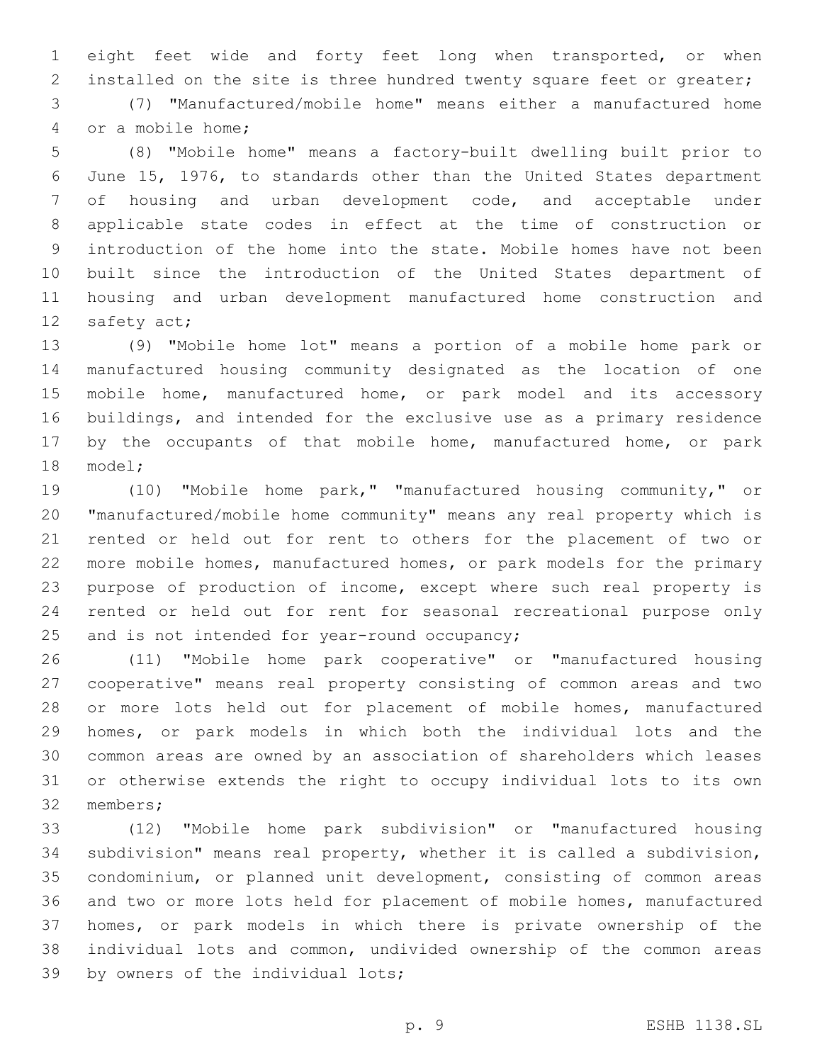eight feet wide and forty feet long when transported, or when installed on the site is three hundred twenty square feet or greater;

(7) "Manufactured/mobile home" means either a manufactured home or a mobile home;

(8) "Mobile home" means a factory-built dwelling built prior to June 15, 1976, to standards other than the United States department of housing and urban development code, and acceptable under applicable state codes in effect at the time of construction or introduction of the home into the state. Mobile homes have not been built since the introduction of the United States department of housing and urban development manufactured home construction and safety act;

(9) "Mobile home lot" means a portion of a mobile home park or manufactured housing community designated as the location of one mobile home, manufactured home, or park model and its accessory buildings, and intended for the exclusive use as a primary residence by the occupants of that mobile home, manufactured home, or park model;

(10) "Mobile home park," "manufactured housing community," or "manufactured/mobile home community" means any real property which is rented or held out for rent to others for the placement of two or more mobile homes, manufactured homes, or park models for the primary purpose of production of income, except where such real property is rented or held out for rent for seasonal recreational purpose only and is not intended for year-round occupancy;

(11) "Mobile home park cooperative" or "manufactured housing cooperative" means real property consisting of common areas and two or more lots held out for placement of mobile homes, manufactured homes, or park models in which both the individual lots and the common areas are owned by an association of shareholders which leases or otherwise extends the right to occupy individual lots to its own members;

(12) "Mobile home park subdivision" or "manufactured housing subdivision" means real property, whether it is called a subdivision, condominium, or planned unit development, consisting of common areas and two or more lots held for placement of mobile homes, manufactured homes, or park models in which there is private ownership of the individual lots and common, undivided ownership of the common areas by owners of the individual lots;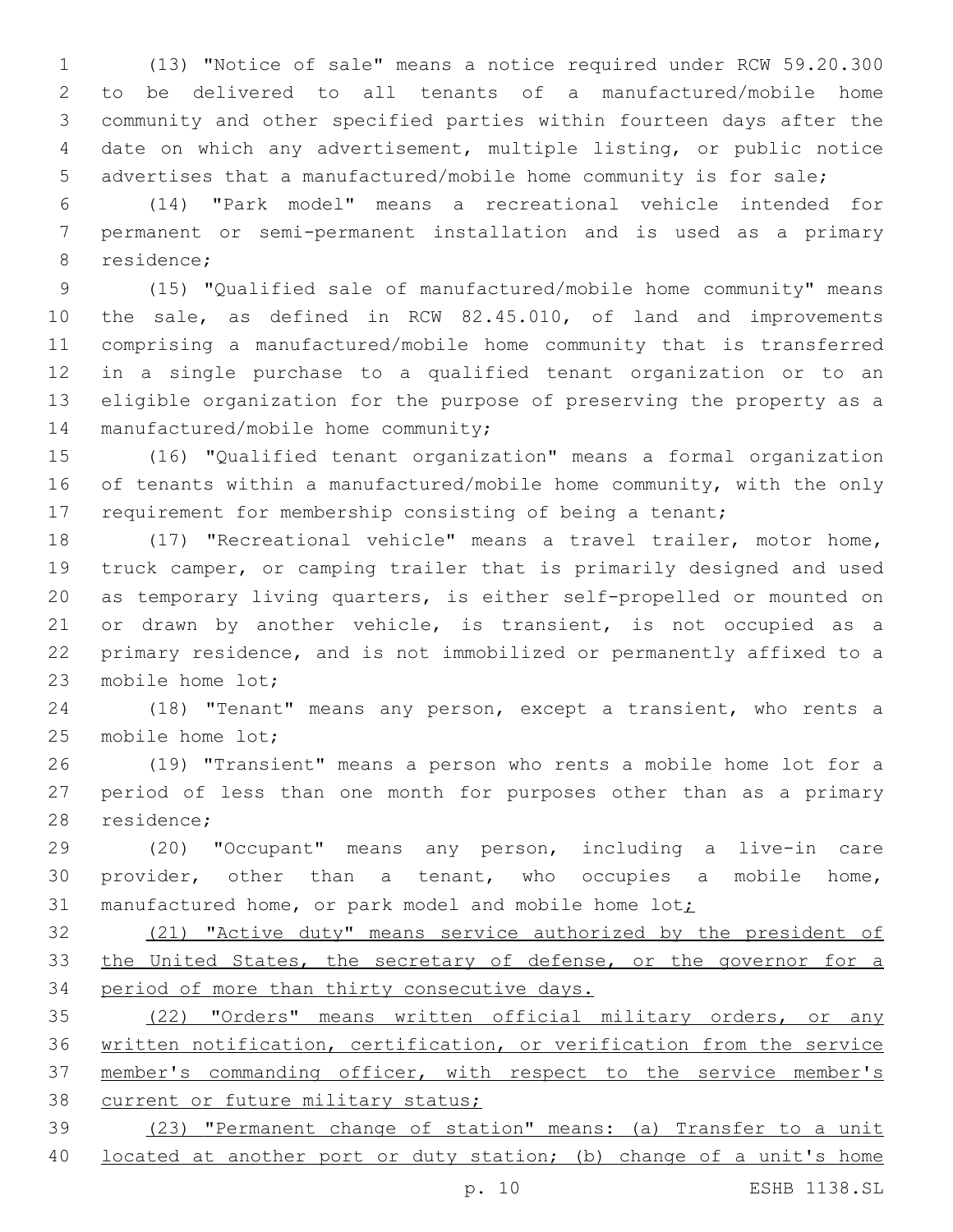(13) "Notice of sale" means a notice required under RCW 59.20.300 to be delivered to all tenants of a manufactured/mobile home community and other specified parties within fourteen days after the date on which any advertisement, multiple listing, or public notice advertises that a manufactured/mobile home community is for sale;

(14) "Park model" means a recreational vehicle intended for permanent or semi-permanent installation and is used as a primary residence;

(15) "Qualified sale of manufactured/mobile home community" means the sale, as defined in RCW 82.45.010, of land and improvements comprising a manufactured/mobile home community that is transferred in a single purchase to a qualified tenant organization or to an eligible organization for the purpose of preserving the property as a manufactured/mobile home community;

(16) "Qualified tenant organization" means a formal organization of tenants within a manufactured/mobile home community, with the only requirement for membership consisting of being a tenant;

(17) "Recreational vehicle" means a travel trailer, motor home, truck camper, or camping trailer that is primarily designed and used as temporary living quarters, is either self-propelled or mounted on or drawn by another vehicle, is transient, is not occupied as a primary residence, and is not immobilized or permanently affixed to a mobile home lot;

(18) "Tenant" means any person, except a transient, who rents a mobile home lot;

(19) "Transient" means a person who rents a mobile home lot for a period of less than one month for purposes other than as a primary residence;

(20) "Occupant" means any person, including a live-in care provider, other than a tenant, who occupies a mobile home, manufactured home, or park model and mobile home lot;

(21) "Active duty" means service authorized by the president of the United States, the secretary of defense, or the governor for a period of more than thirty consecutive days.

(22) "Orders" means written official military orders, or any written notification, certification, or verification from the service member's commanding officer, with respect to the service member's current or future military status;

(23) "Permanent change of station" means: (a) Transfer to a unit located at another port or duty station; (b) change of a unit's home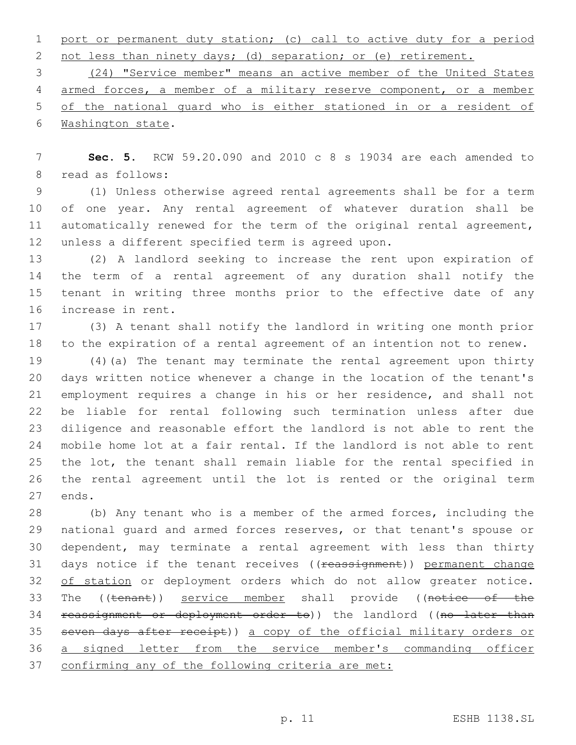port or permanent duty station; (c) call to active duty for a period not less than ninety days; (d) separation; or (e) retirement.

(24) "Service member" means an active member of the United States armed forces, a member of a military reserve component, or a member of the national guard who is either stationed in or a resident of Washington state.

**Sec. 5.** RCW 59.20.090 and 2010 c 8 s 19034 are each amended to read as follows:

(1) Unless otherwise agreed rental agreements shall be for a term of one year. Any rental agreement of whatever duration shall be automatically renewed for the term of the original rental agreement, unless a different specified term is agreed upon.

(2) A landlord seeking to increase the rent upon expiration of the term of a rental agreement of any duration shall notify the tenant in writing three months prior to the effective date of any increase in rent.

(3) A tenant shall notify the landlord in writing one month prior to the expiration of a rental agreement of an intention not to renew.

(4)(a) The tenant may terminate the rental agreement upon thirty days written notice whenever a change in the location of the tenant's employment requires a change in his or her residence, and shall not be liable for rental following such termination unless after due diligence and reasonable effort the landlord is not able to rent the mobile home lot at a fair rental. If the landlord is not able to rent the lot, the tenant shall remain liable for the rental specified in the rental agreement until the lot is rented or the original term ends.

(b) Any tenant who is a member of the armed forces, including the national guard and armed forces reserves, or that tenant's spouse or dependent, may terminate a rental agreement with less than thirty days notice if the tenant receives ((~~reassignment~~)) permanent change of station or deployment orders which do not allow greater notice. The ((~~tenant~~)) service member shall provide ((~~notice of the reassignment or deployment order to~~)) the landlord ((~~no later than seven days after receipt~~)) a copy of the official military orders or a signed letter from the service member's commanding officer confirming any of the following criteria are met: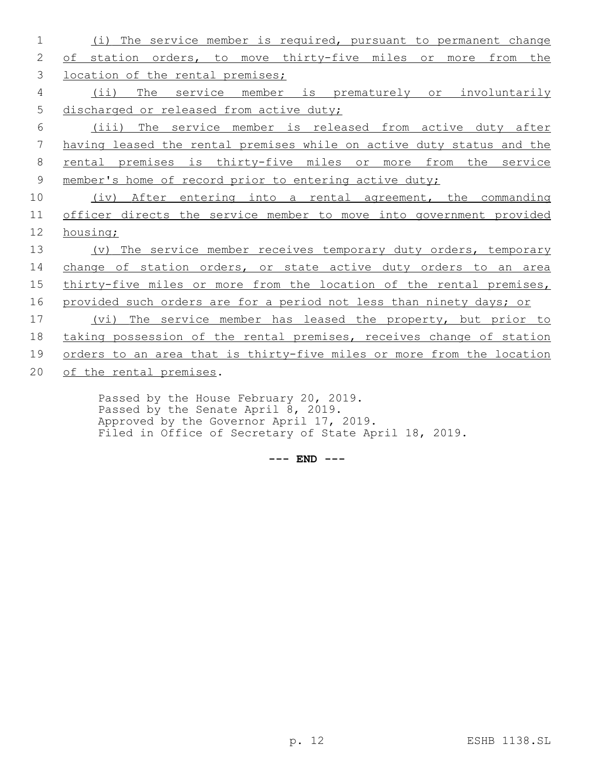(i) The service member is required, pursuant to permanent change of station orders, to move thirty-five miles or more from the location of the rental premises;

(ii) The service member is prematurely or involuntarily discharged or released from active duty;

(iii) The service member is released from active duty after having leased the rental premises while on active duty status and the rental premises is thirty-five miles or more from the service member's home of record prior to entering active duty;

(iv) After entering into a rental agreement, the commanding officer directs the service member to move into government provided housing;

(v) The service member receives temporary duty orders, temporary change of station orders, or state active duty orders to an area thirty-five miles or more from the location of the rental premises, provided such orders are for a period not less than ninety days; or

(vi) The service member has leased the property, but prior to taking possession of the rental premises, receives change of station orders to an area that is thirty-five miles or more from the location of the rental premises.

Passed by the House February 20, 2019.
Passed by the Senate April 8, 2019.
Approved by the Governor April 17, 2019.
Filed in Office of Secretary of State April 18, 2019.

**--- END ---**